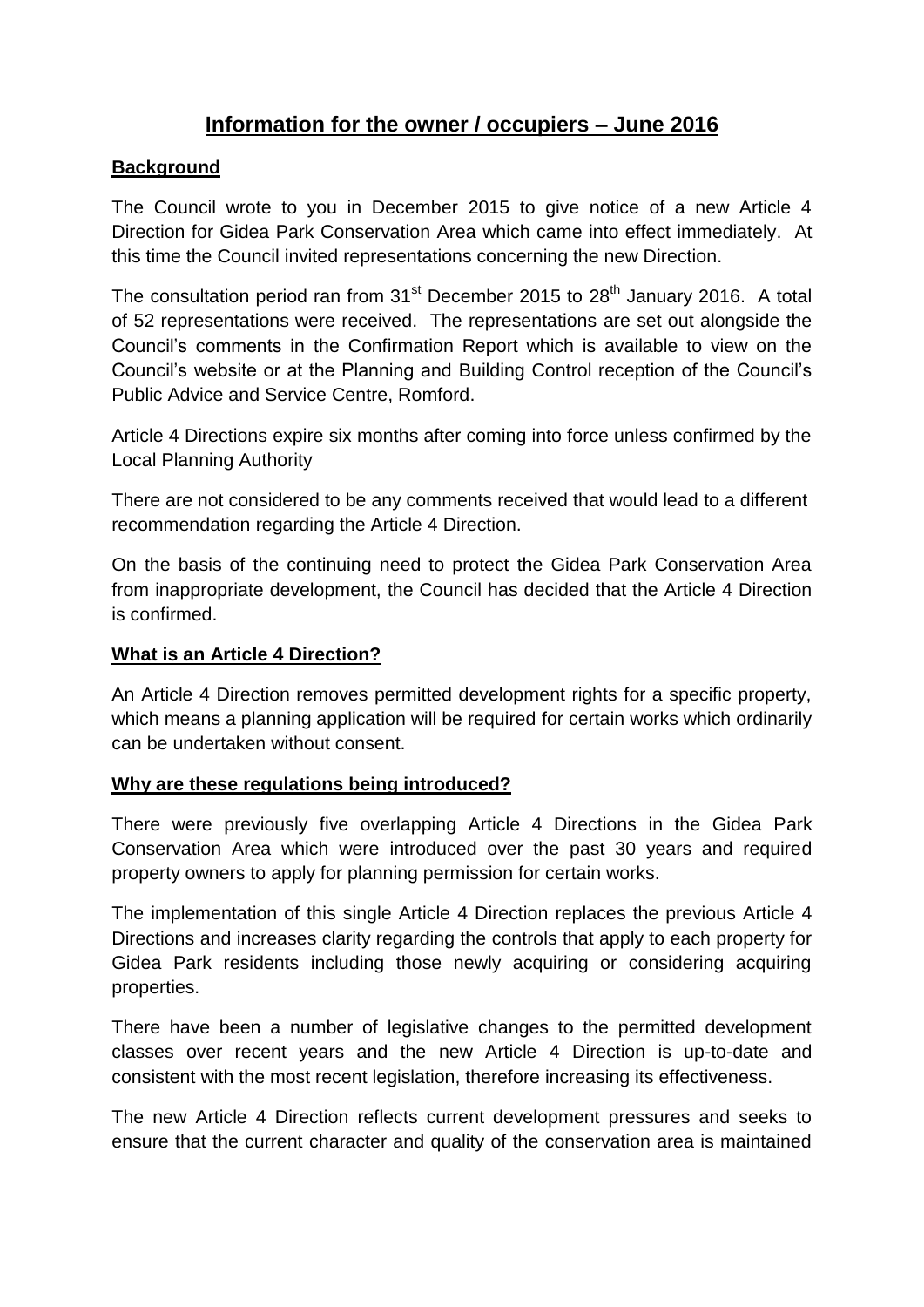# Information for the owner / occupiers – June 2016

## Background

The Council wrote to you in December 2015 to give notice of a new Article 4 Direction for Gidea Park Conservation Area which came into effect immediately. At this time the Council invited representations concerning the new Direction.

The consultation period ran from 31st December 2015 to 28th January 2016. A total of 52 representations were received. The representations are set out alongside the Council's comments in the Confirmation Report which is available to view on the Council's website or at the Planning and Building Control reception of the Council's Public Advice and Service Centre, Romford.

Article 4 Directions expire six months after coming into force unless confirmed by the Local Planning Authority

There are not considered to be any comments received that would lead to a different recommendation regarding the Article 4 Direction.

On the basis of the continuing need to protect the Gidea Park Conservation Area from inappropriate development, the Council has decided that the Article 4 Direction is confirmed.

## What is an Article 4 Direction?

An Article 4 Direction removes permitted development rights for a specific property, which means a planning application will be required for certain works which ordinarily can be undertaken without consent.

## Why are these regulations being introduced?

There were previously five overlapping Article 4 Directions in the Gidea Park Conservation Area which were introduced over the past 30 years and required property owners to apply for planning permission for certain works.

The implementation of this single Article 4 Direction replaces the previous Article 4 Directions and increases clarity regarding the controls that apply to each property for Gidea Park residents including those newly acquiring or considering acquiring properties.

There have been a number of legislative changes to the permitted development classes over recent years and the new Article 4 Direction is up-to-date and consistent with the most recent legislation, therefore increasing its effectiveness.

The new Article 4 Direction reflects current development pressures and seeks to ensure that the current character and quality of the conservation area is maintained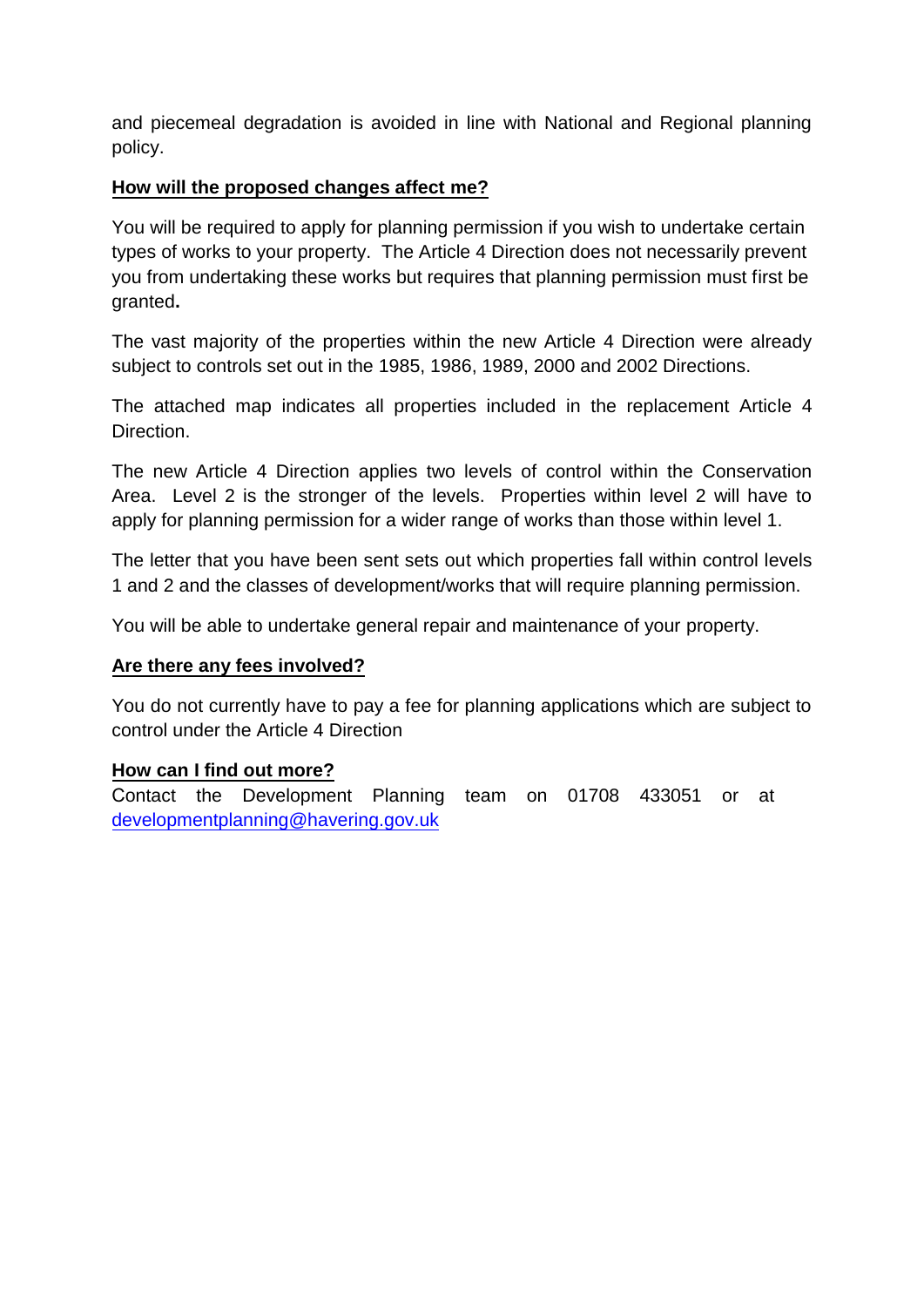and piecemeal degradation is avoided in line with National and Regional planning policy.

## How will the proposed changes affect me?

You will be required to apply for planning permission if you wish to undertake certain types of works to your property. The Article 4 Direction does not necessarily prevent you from undertaking these works but requires that planning permission must first be granted.

The vast majority of the properties within the new Article 4 Direction were already subject to controls set out in the 1985, 1986, 1989, 2000 and 2002 Directions.

The attached map indicates all properties included in the replacement Article 4 Direction.

The new Article 4 Direction applies two levels of control within the Conservation Area. Level 2 is the stronger of the levels. Properties within level 2 will have to apply for planning permission for a wider range of works than those within level 1.

The letter that you have been sent sets out which properties fall within control levels 1 and 2 and the classes of development/works that will require planning permission.

You will be able to undertake general repair and maintenance of your property.

## Are there any fees involved?

You do not currently have to pay a fee for planning applications which are subject to control under the Article 4 Direction

## How can I find out more?

Contact the Development Planning team on 01708 433051 or at developmentplanning@havering.gov.uk